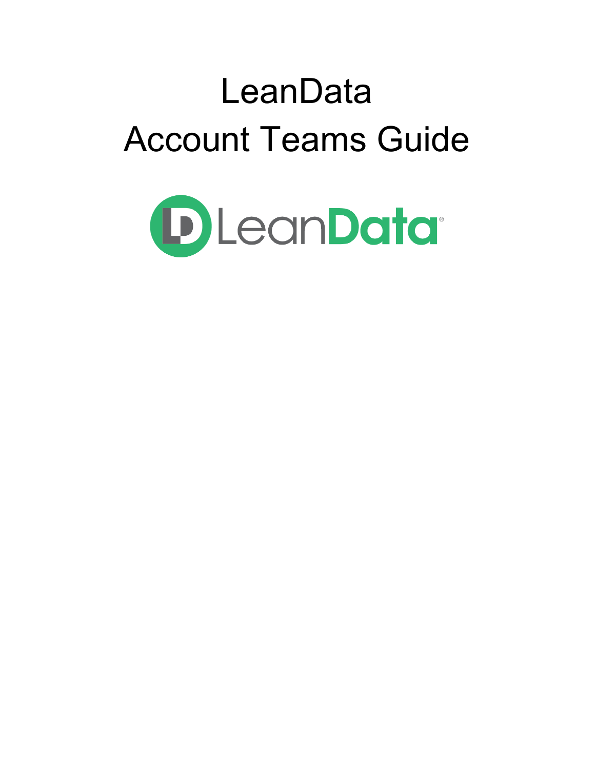# LeanData
# Account Teams Guide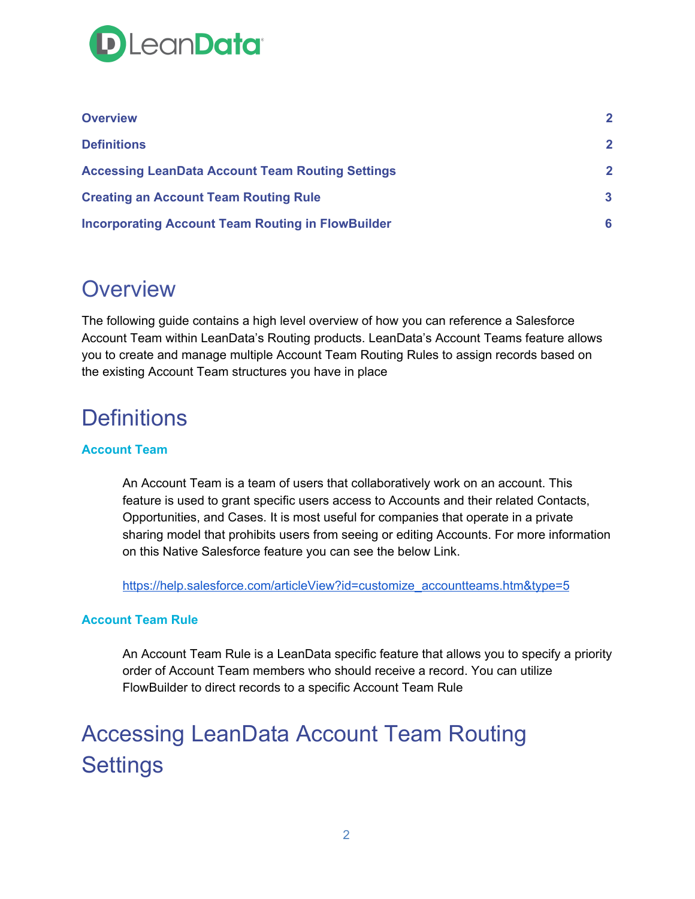| | |
|---|---|
| **Overview** | **2** |
| **Definitions** | **2** |
| **Accessing LeanData Account Team Routing Settings** | **2** |
| **Creating an Account Team Routing Rule** | **3** |
| **Incorporating Account Team Routing in FlowBuilder** | **6** |

# Overview

The following guide contains a high level overview of how you can reference a Salesforce Account Team within LeanData's Routing products. LeanData's Account Teams feature allows you to create and manage multiple Account Team Routing Rules to assign records based on the existing Account Team structures you have in place

# Definitions

### Account Team

An Account Team is a team of users that collaboratively work on an account. This feature is used to grant specific users access to Accounts and their related Contacts, Opportunities, and Cases. It is most useful for companies that operate in a private sharing model that prohibits users from seeing or editing Accounts. For more information on this Native Salesforce feature you can see the below Link.

https://help.salesforce.com/articleView?id=customize_accountteams.htm&type=5

### Account Team Rule

An Account Team Rule is a LeanData specific feature that allows you to specify a priority order of Account Team members who should receive a record. You can utilize FlowBuilder to direct records to a specific Account Team Rule

# Accessing LeanData Account Team Routing Settings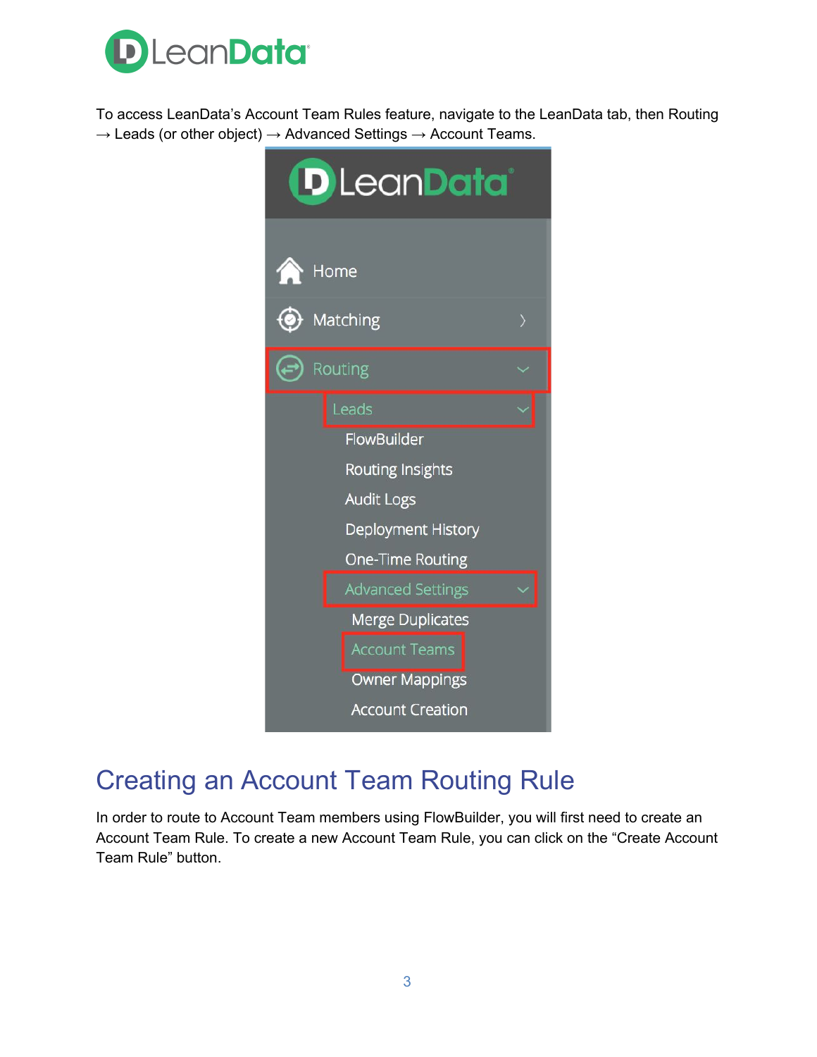To access LeanData's Account Team Rules feature, navigate to the LeanData tab, then Routing → Leads (or other object) → Advanced Settings → Account Teams.

## Creating an Account Team Routing Rule

In order to route to Account Team members using FlowBuilder, you will first need to create an Account Team Rule. To create a new Account Team Rule, you can click on the "Create Account Team Rule" button.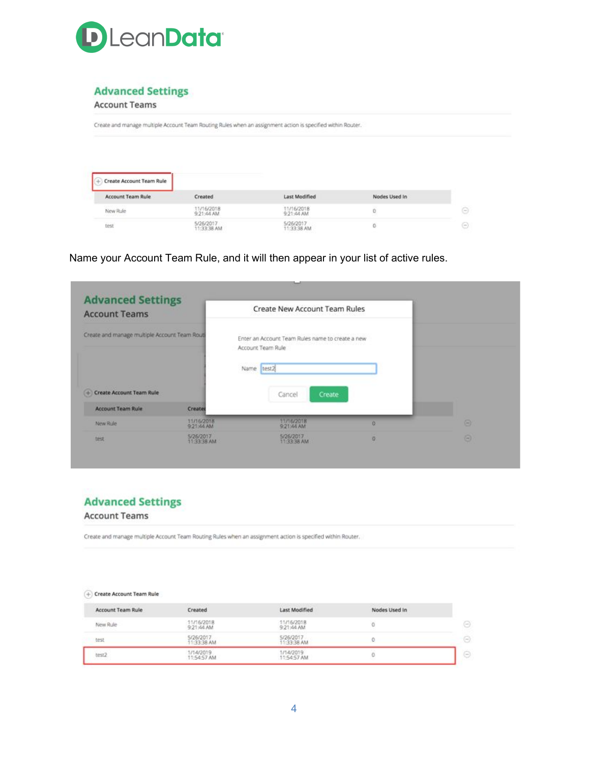## Advanced Settings

Account Teams

Create and manage multiple Account Team Routing Rules when an assignment action is specified within Router.

Create Account Team Rule

| Account Team Rule | Created | Last Modified | Nodes Used In |
| --- | --- | --- | --- |
| New Rule | 11/16/2018 9:21:44 AM | 11/16/2018 9:21:44 AM | 0 |
| test | 5/26/2017 11:33:38 AM | 5/26/2017 11:33:38 AM | 0 |

Name your Account Team Rule, and it will then appear in your list of active rules.

Create New Account Team Rules

Enter an Account Team Rules name to create a new Account Team Rule

Name: test2

Cancel | Create

## Advanced Settings

Account Teams

Create and manage multiple Account Team Routing Rules when an assignment action is specified within Router.

Create Account Team Rule

| Account Team Rule | Created | Last Modified | Nodes Used In |
| --- | --- | --- | --- |
| New Rule | 11/16/2018 9:21:44 AM | 11/16/2018 9:21:44 AM | 0 |
| test | 5/26/2017 11:33:38 AM | 5/26/2017 11:33:38 AM | 0 |
| test2 | 1/14/2019 11:54:57 AM | 1/14/2019 11:54:57 AM | 0 |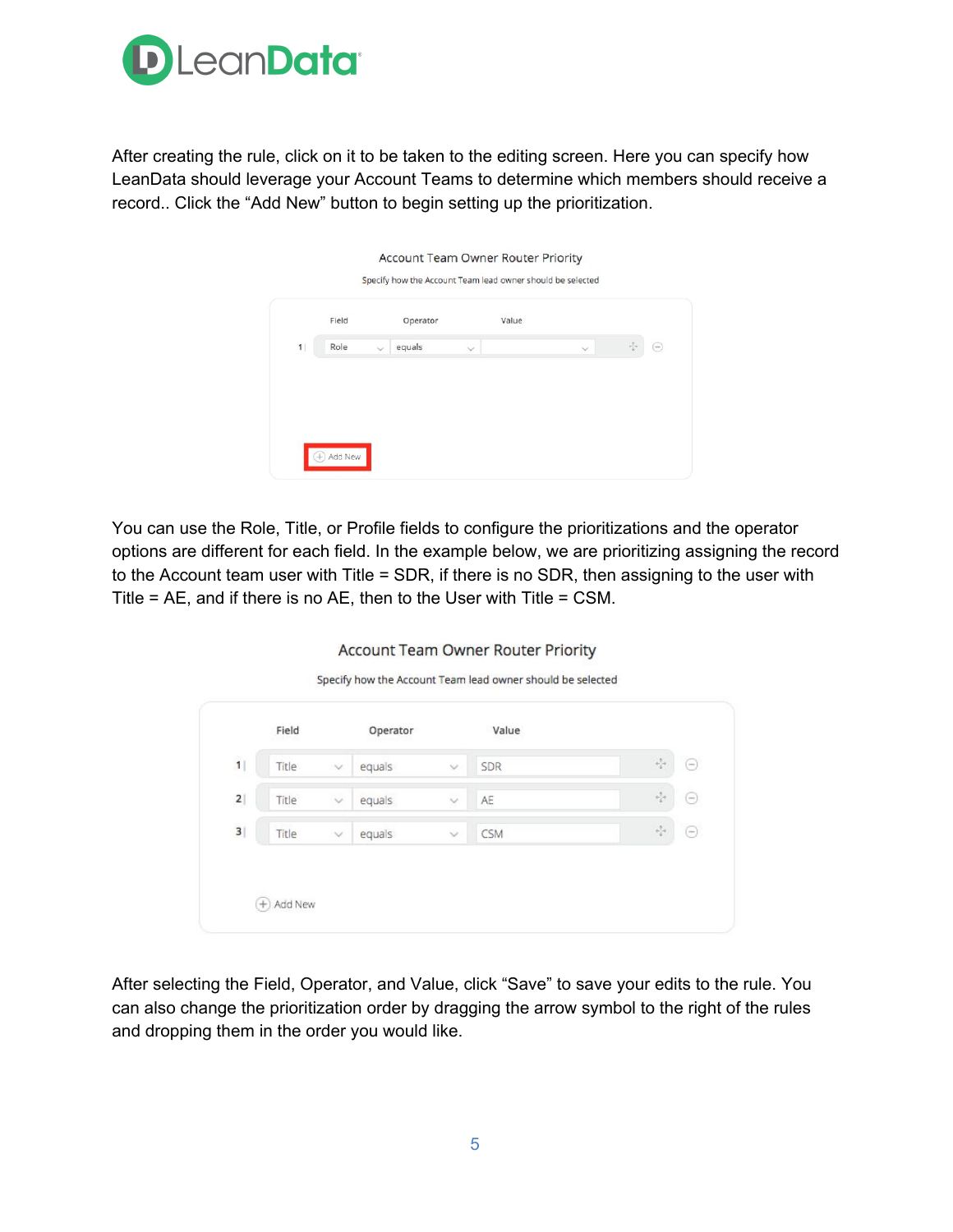After creating the rule, click on it to be taken to the editing screen. Here you can specify how LeanData should leverage your Account Teams to determine which members should receive a record.. Click the “Add New” button to begin setting up the prioritization.

You can use the Role, Title, or Profile fields to configure the prioritizations and the operator options are different for each field. In the example below, we are prioritizing assigning the record to the Account team user with Title = SDR, if there is no SDR, then assigning to the user with Title = AE, and if there is no AE, then to the User with Title = CSM.

After selecting the Field, Operator, and Value, click “Save” to save your edits to the rule. You can also change the prioritization order by dragging the arrow symbol to the right of the rules and dropping them in the order you would like.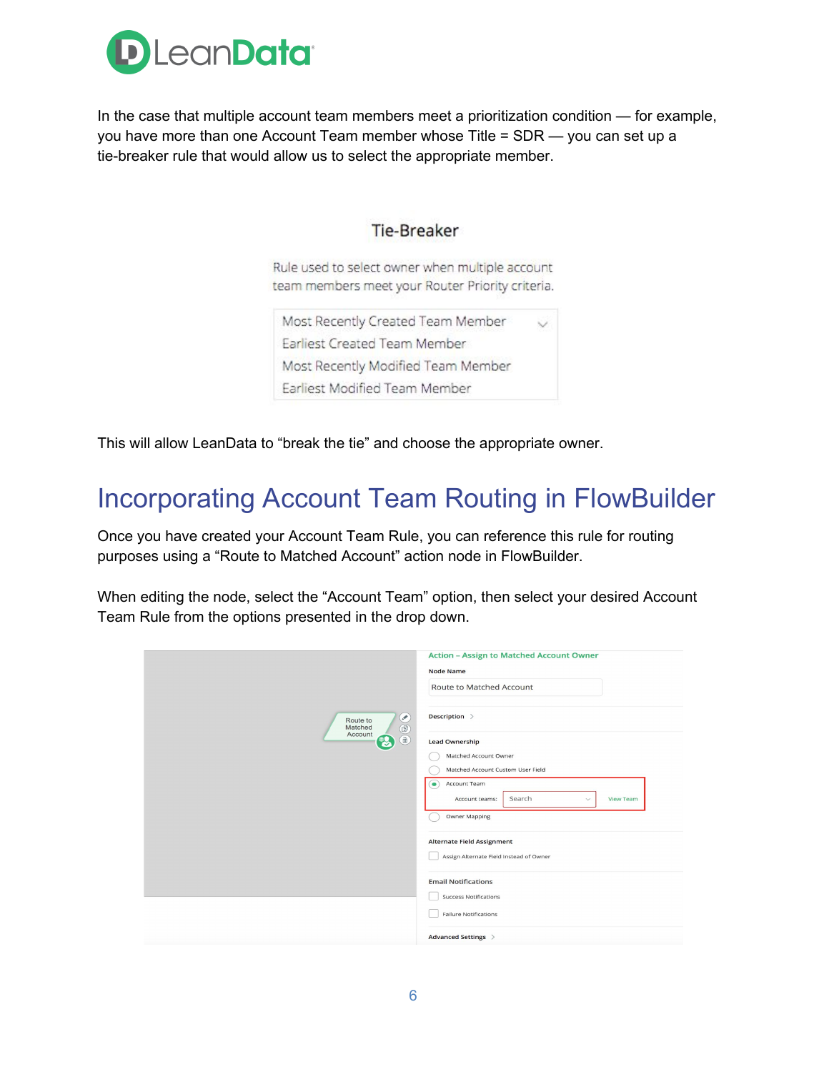In the case that multiple account team members meet a prioritization condition — for example, you have more than one Account Team member whose Title = SDR — you can set up a tie-breaker rule that would allow us to select the appropriate member.

This will allow LeanData to "break the tie" and choose the appropriate owner.

## Incorporating Account Team Routing in FlowBuilder

Once you have created your Account Team Rule, you can reference this rule for routing purposes using a "Route to Matched Account" action node in FlowBuilder.

When editing the node, select the "Account Team" option, then select your desired Account Team Rule from the options presented in the drop down.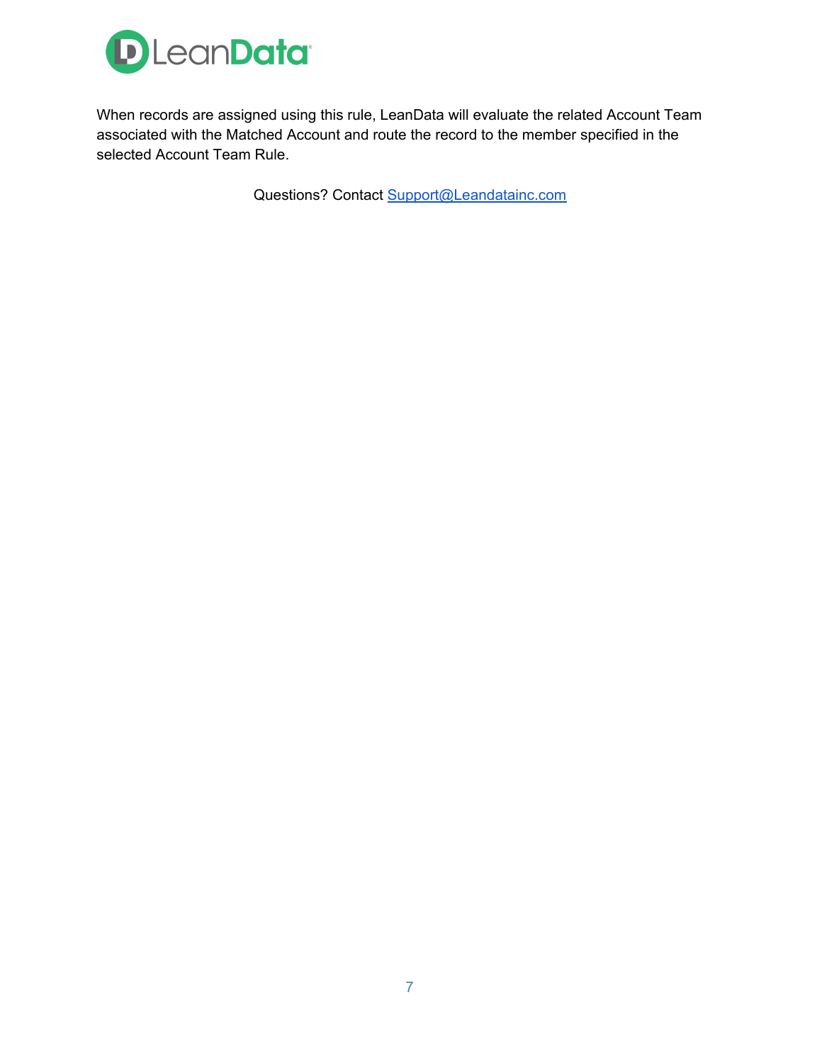When records are assigned using this rule, LeanData will evaluate the related Account Team associated with the Matched Account and route the record to the member specified in the selected Account Team Rule.

Questions? Contact [Support@Leandatainc.com](mailto:Support@Leandatainc.com)